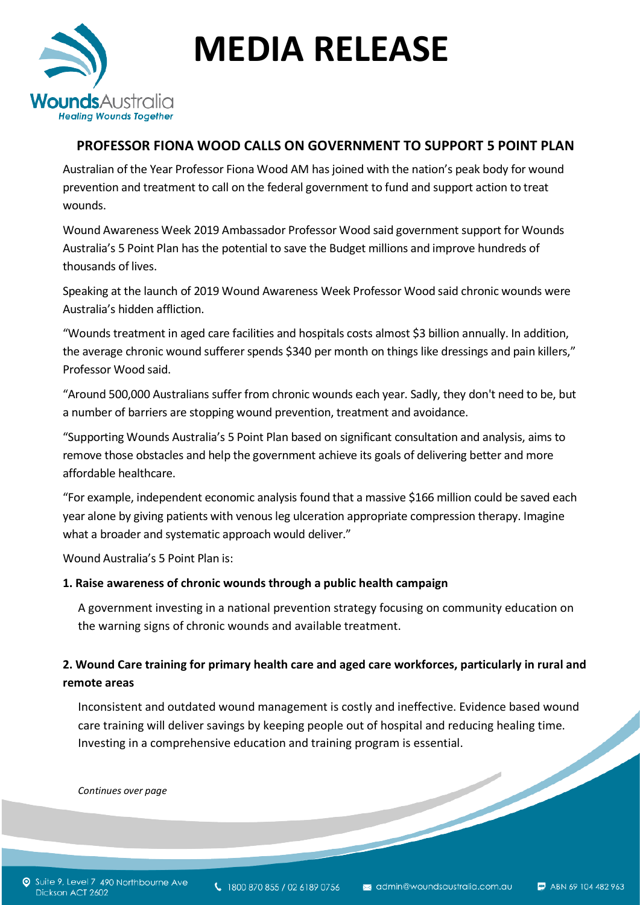# MEDIA RELEASE

## PROFESSOR FIONA WOOD CALLS ON GOVERNMENT TO SUPPORT 5 POINT PLAN

Australian of the Year Professor Fiona Wood AM has joined with the nation's peak body for wound prevention and treatment to call on the federal government to fund and support action to treat wounds.

Wound Awareness Week 2019 Ambassador Professor Wood said government support for Wounds Australia's 5 Point Plan has the potential to save the Budget millions and improve hundreds of thousands of lives.

Speaking at the launch of 2019 Wound Awareness Week Professor Wood said chronic wounds were Australia's hidden affliction.

"Wounds treatment in aged care facilities and hospitals costs almost $3 billion annually. In addition, the average chronic wound sufferer spends $340 per month on things like dressings and pain killers," Professor Wood said.

"Around 500,000 Australians suffer from chronic wounds each year. Sadly, they don't need to be, but a number of barriers are stopping wound prevention, treatment and avoidance.

"Supporting Wounds Australia's 5 Point Plan based on significant consultation and analysis, aims to remove those obstacles and help the government achieve its goals of delivering better and more affordable healthcare.

"For example, independent economic analysis found that a massive $166 million could be saved each year alone by giving patients with venous leg ulceration appropriate compression therapy. Imagine what a broader and systematic approach would deliver."

Wound Australia's 5 Point Plan is:

**1. Raise awareness of chronic wounds through a public health campaign**

A government investing in a national prevention strategy focusing on community education on the warning signs of chronic wounds and available treatment.

**2. Wound Care training for primary health care and aged care workforces, particularly in rural and remote areas**

Inconsistent and outdated wound management is costly and ineffective. Evidence based wound care training will deliver savings by keeping people out of hospital and reducing healing time. Investing in a comprehensive education and training program is essential.

*Continues over page*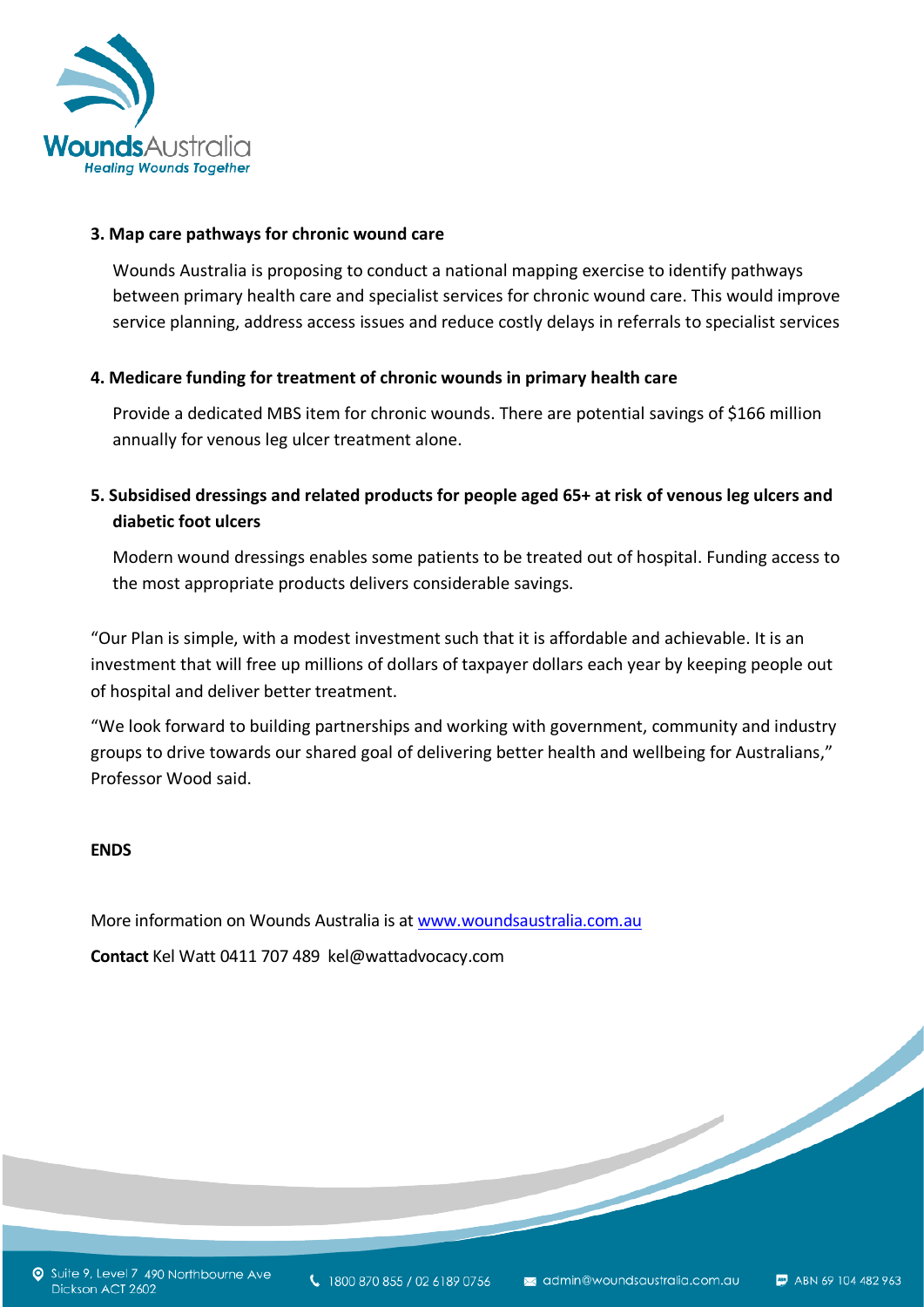**3. Map care pathways for chronic wound care**

Wounds Australia is proposing to conduct a national mapping exercise to identify pathways between primary health care and specialist services for chronic wound care. This would improve service planning, address access issues and reduce costly delays in referrals to specialist services

**4. Medicare funding for treatment of chronic wounds in primary health care**

Provide a dedicated MBS item for chronic wounds. There are potential savings of $166 million annually for venous leg ulcer treatment alone.

**5. Subsidised dressings and related products for people aged 65+ at risk of venous leg ulcers and diabetic foot ulcers**

Modern wound dressings enables some patients to be treated out of hospital. Funding access to the most appropriate products delivers considerable savings.

"Our Plan is simple, with a modest investment such that it is affordable and achievable. It is an investment that will free up millions of dollars of taxpayer dollars each year by keeping people out of hospital and deliver better treatment.

"We look forward to building partnerships and working with government, community and industry groups to drive towards our shared goal of delivering better health and wellbeing for Australians," Professor Wood said.

**ENDS**

More information on Wounds Australia is at www.woundsaustralia.com.au

**Contact** Kel Watt 0411 707 489 kel@wattadvocacy.com

Suite 9, Level 7 490 Northbourne Ave Dickson ACT 2602 | 1800 870 855 / 02 6189 0756 | admin@woundsaustralia.com.au | ABN 69 104 482 963